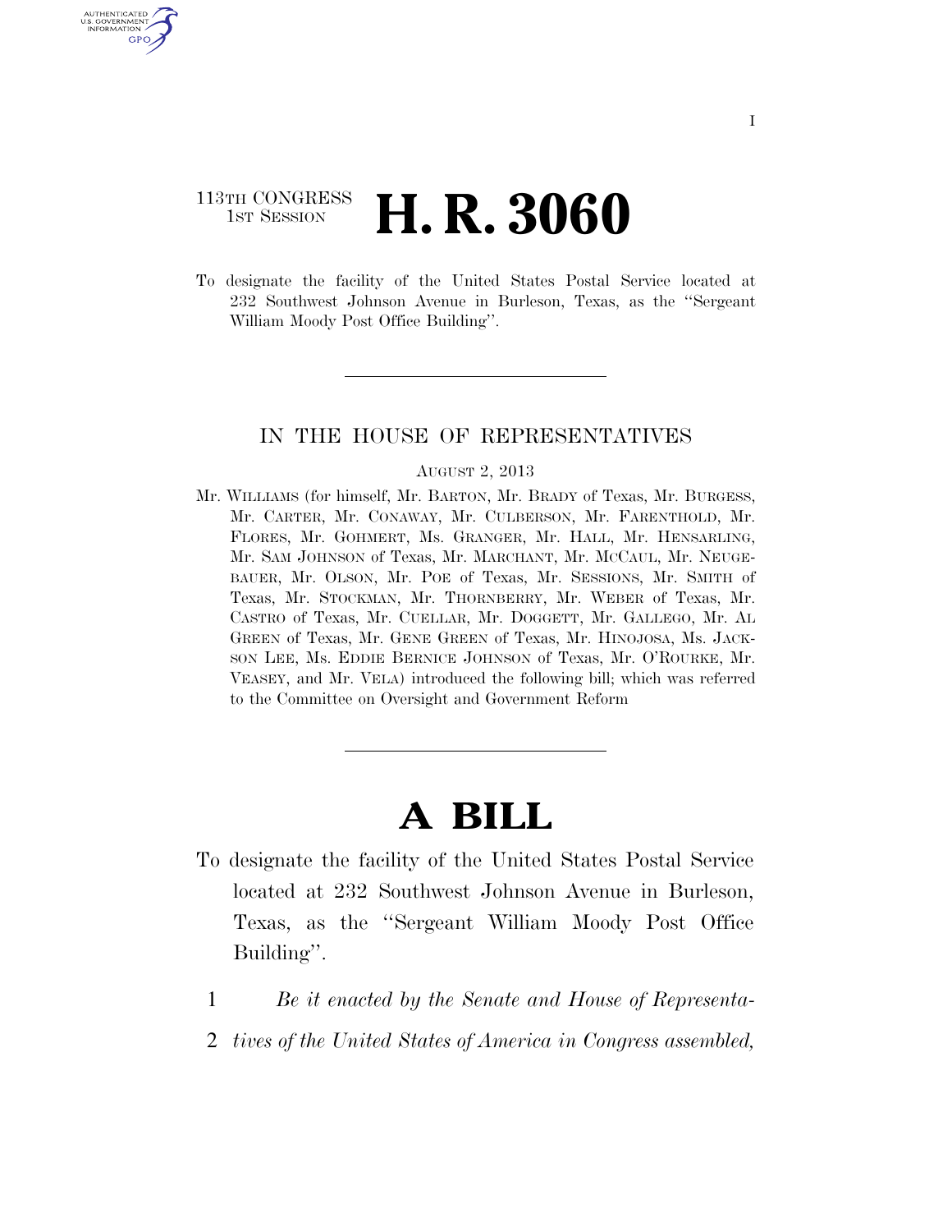113TH CONGRESS
1ST SESSION

# H. R. 3060

To designate the facility of the United States Postal Service located at 232 Southwest Johnson Avenue in Burleson, Texas, as the ''Sergeant William Moody Post Office Building''.

---

## IN THE HOUSE OF REPRESENTATIVES

AUGUST 2, 2013

Mr. WILLIAMS (for himself, Mr. BARTON, Mr. BRADY of Texas, Mr. BURGESS, Mr. CARTER, Mr. CONAWAY, Mr. CULBERSON, Mr. FARENTHOLD, Mr. FLORES, Mr. GOHMERT, Ms. GRANGER, Mr. HALL, Mr. HENSARLING, Mr. SAM JOHNSON of Texas, Mr. MARCHANT, Mr. MCCAUL, Mr. NEUGEBAUER, Mr. OLSON, Mr. POE of Texas, Mr. SESSIONS, Mr. SMITH of Texas, Mr. STOCKMAN, Mr. THORNBERRY, Mr. WEBER of Texas, Mr. CASTRO of Texas, Mr. CUELLAR, Mr. DOGGETT, Mr. GALLEGO, Mr. AL GREEN of Texas, Mr. GENE GREEN of Texas, Mr. HINOJOSA, Ms. JACKSON LEE, Ms. EDDIE BERNICE JOHNSON of Texas, Mr. O'ROURKE, Mr. VEASEY, and Mr. VELA) introduced the following bill; which was referred to the Committee on Oversight and Government Reform

---

# A BILL

To designate the facility of the United States Postal Service located at 232 Southwest Johnson Avenue in Burleson, Texas, as the ''Sergeant William Moody Post Office Building''.

1 *Be it enacted by the Senate and House of Representa-*
2 *tives of the United States of America in Congress assembled,*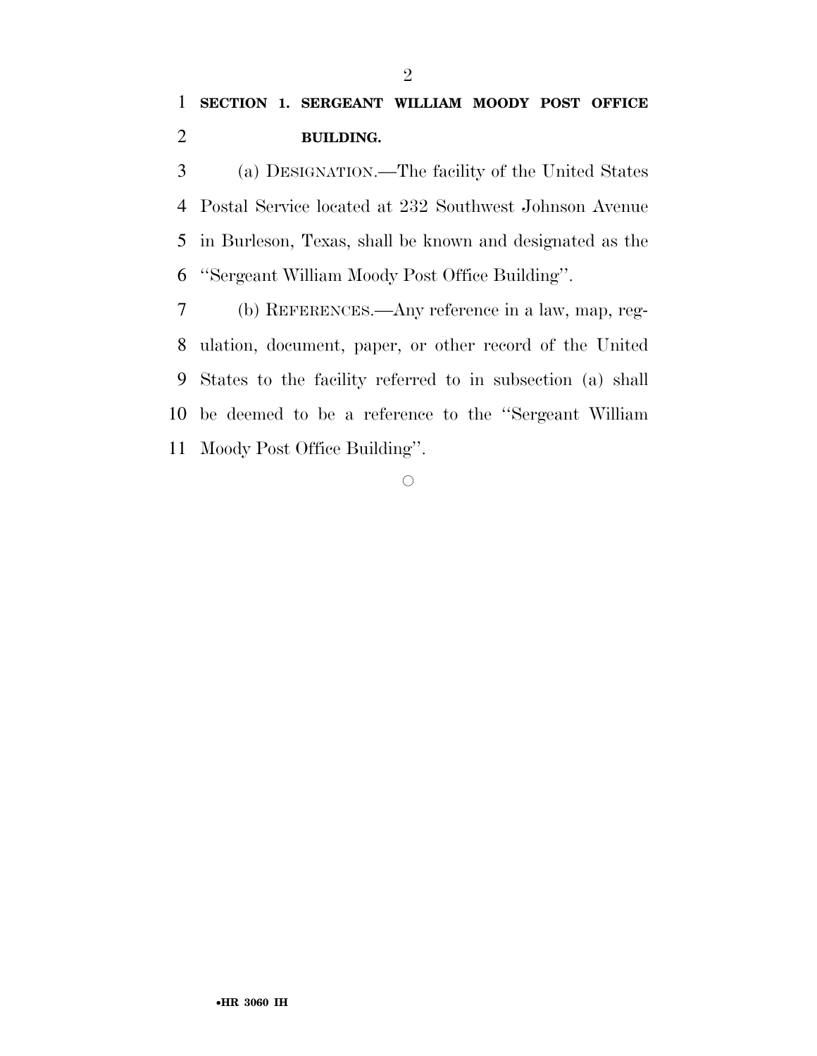**SECTION 1. SERGEANT WILLIAM MOODY POST OFFICE BUILDING.**

(a) DESIGNATION.—The facility of the United States Postal Service located at 232 Southwest Johnson Avenue in Burleson, Texas, shall be known and designated as the ''Sergeant William Moody Post Office Building''.

(b) REFERENCES.—Any reference in a law, map, regulation, document, paper, or other record of the United States to the facility referred to in subsection (a) shall be deemed to be a reference to the ''Sergeant William Moody Post Office Building''.

○